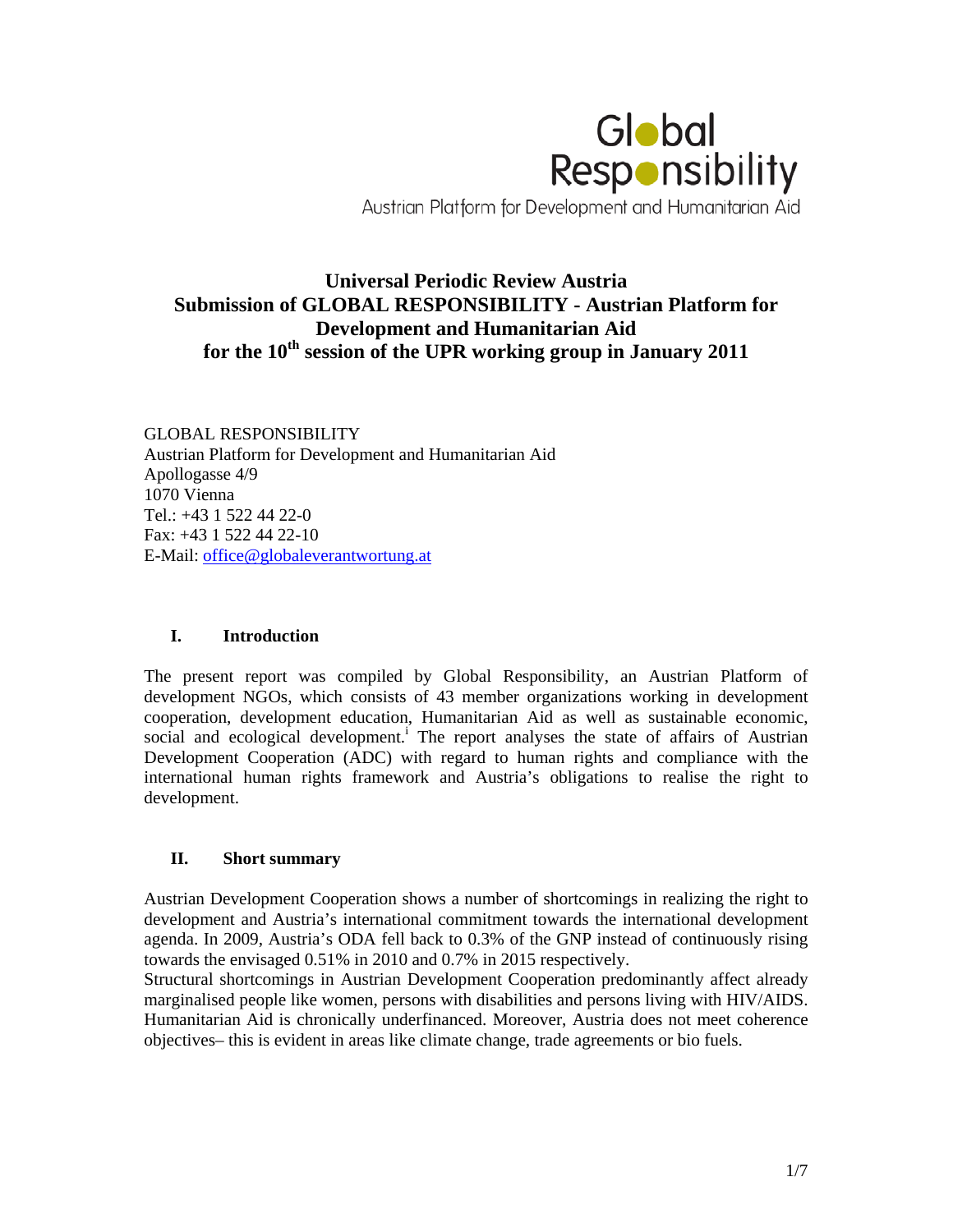Global Responsibility
Austrian Platform for Development and Humanitarian Aid

# Universal Periodic Review Austria
# Submission of GLOBAL RESPONSIBILITY - Austrian Platform for Development and Humanitarian Aid
# for the 10th session of the UPR working group in January 2011

GLOBAL RESPONSIBILITY
Austrian Platform for Development and Humanitarian Aid
Apollogasse 4/9
1070 Vienna
Tel.: +43 1 522 44 22-0
Fax: +43 1 522 44 22-10
E-Mail: office@globaleverantwortung.at

## I. Introduction

The present report was compiled by Global Responsibility, an Austrian Platform of development NGOs, which consists of 43 member organizations working in development cooperation, development education, Humanitarian Aid as well as sustainable economic, social and ecological development.[i] The report analyses the state of affairs of Austrian Development Cooperation (ADC) with regard to human rights and compliance with the international human rights framework and Austria's obligations to realise the right to development.

## II. Short summary

Austrian Development Cooperation shows a number of shortcomings in realizing the right to development and Austria's international commitment towards the international development agenda. In 2009, Austria's ODA fell back to 0.3% of the GNP instead of continuously rising towards the envisaged 0.51% in 2010 and 0.7% in 2015 respectively.
Structural shortcomings in Austrian Development Cooperation predominantly affect already marginalised people like women, persons with disabilities and persons living with HIV/AIDS. Humanitarian Aid is chronically underfinanced. Moreover, Austria does not meet coherence objectives– this is evident in areas like climate change, trade agreements or bio fuels.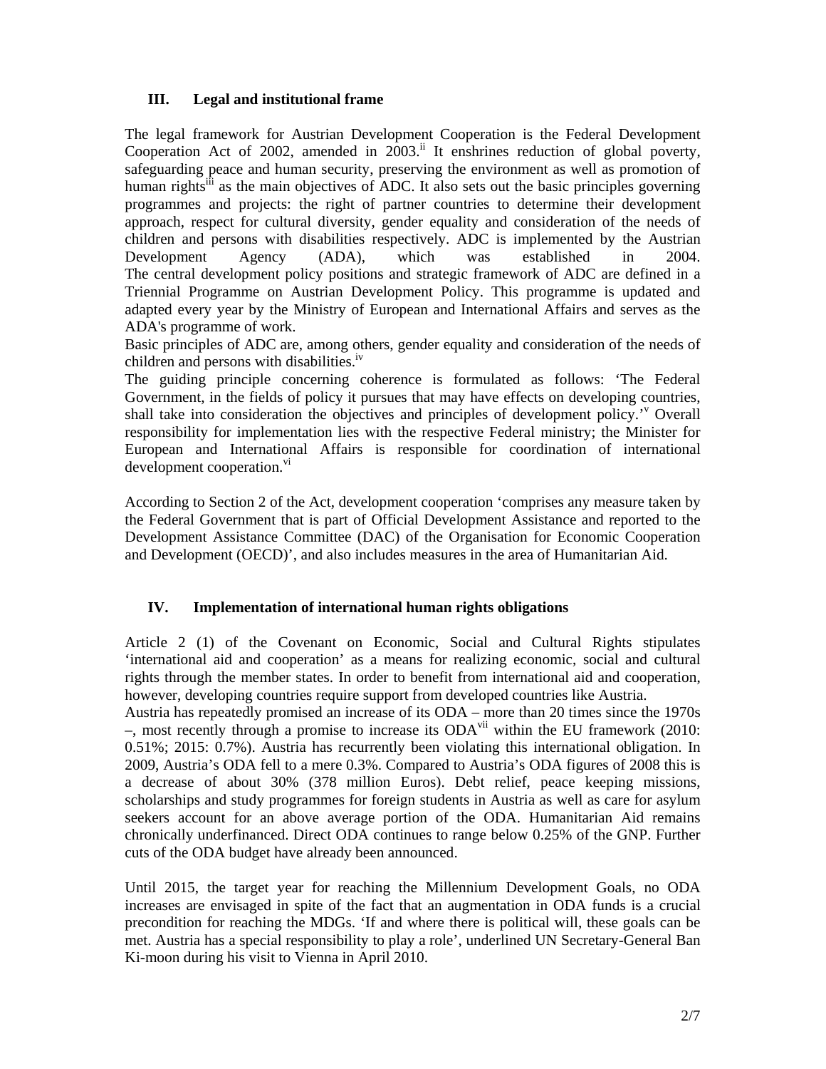## III. Legal and institutional frame

The legal framework for Austrian Development Cooperation is the Federal Development Cooperation Act of 2002, amended in 2003.[ii] It enshrines reduction of global poverty, safeguarding peace and human security, preserving the environment as well as promotion of human rights[iii] as the main objectives of ADC. It also sets out the basic principles governing programmes and projects: the right of partner countries to determine their development approach, respect for cultural diversity, gender equality and consideration of the needs of children and persons with disabilities respectively. ADC is implemented by the Austrian Development Agency (ADA), which was established in 2004. The central development policy positions and strategic framework of ADC are defined in a Triennial Programme on Austrian Development Policy. This programme is updated and adapted every year by the Ministry of European and International Affairs and serves as the ADA's programme of work.

Basic principles of ADC are, among others, gender equality and consideration of the needs of children and persons with disabilities.[iv]

The guiding principle concerning coherence is formulated as follows: 'The Federal Government, in the fields of policy it pursues that may have effects on developing countries, shall take into consideration the objectives and principles of development policy.'[v] Overall responsibility for implementation lies with the respective Federal ministry; the Minister for European and International Affairs is responsible for coordination of international development cooperation.[vi]

According to Section 2 of the Act, development cooperation 'comprises any measure taken by the Federal Government that is part of Official Development Assistance and reported to the Development Assistance Committee (DAC) of the Organisation for Economic Cooperation and Development (OECD)', and also includes measures in the area of Humanitarian Aid.

## IV. Implementation of international human rights obligations

Article 2 (1) of the Covenant on Economic, Social and Cultural Rights stipulates 'international aid and cooperation' as a means for realizing economic, social and cultural rights through the member states. In order to benefit from international aid and cooperation, however, developing countries require support from developed countries like Austria.

Austria has repeatedly promised an increase of its ODA – more than 20 times since the 1970s –, most recently through a promise to increase its ODA[vii] within the EU framework (2010: 0.51%; 2015: 0.7%). Austria has recurrently been violating this international obligation. In 2009, Austria's ODA fell to a mere 0.3%. Compared to Austria's ODA figures of 2008 this is a decrease of about 30% (378 million Euros). Debt relief, peace keeping missions, scholarships and study programmes for foreign students in Austria as well as care for asylum seekers account for an above average portion of the ODA. Humanitarian Aid remains chronically underfinanced. Direct ODA continues to range below 0.25% of the GNP. Further cuts of the ODA budget have already been announced.

Until 2015, the target year for reaching the Millennium Development Goals, no ODA increases are envisaged in spite of the fact that an augmentation in ODA funds is a crucial precondition for reaching the MDGs. 'If and where there is political will, these goals can be met. Austria has a special responsibility to play a role', underlined UN Secretary-General Ban Ki-moon during his visit to Vienna in April 2010.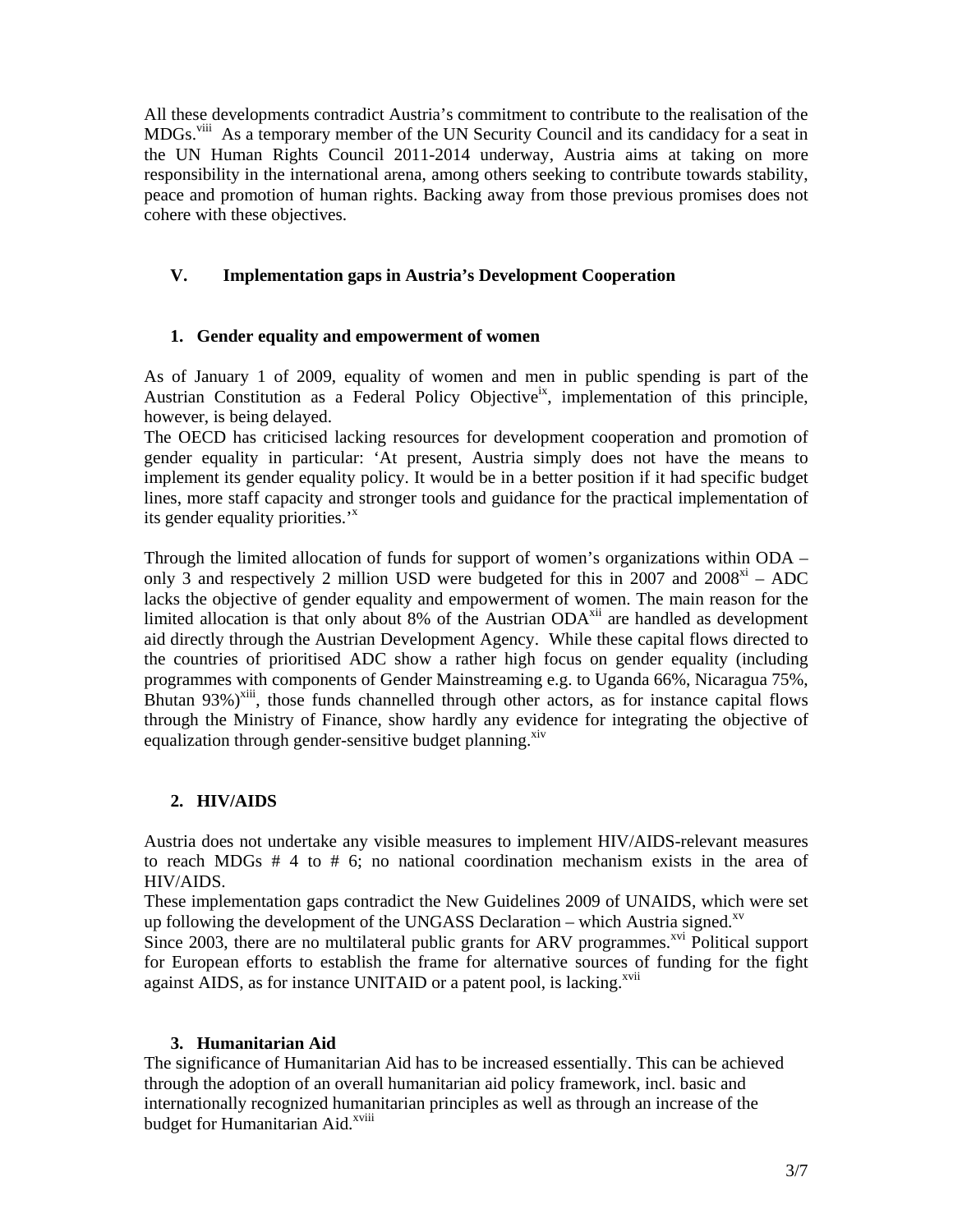All these developments contradict Austria's commitment to contribute to the realisation of the MDGs.[viii] As a temporary member of the UN Security Council and its candidacy for a seat in the UN Human Rights Council 2011-2014 underway, Austria aims at taking on more responsibility in the international arena, among others seeking to contribute towards stability, peace and promotion of human rights. Backing away from those previous promises does not cohere with these objectives.

## V. Implementation gaps in Austria's Development Cooperation

### 1. Gender equality and empowerment of women

As of January 1 of 2009, equality of women and men in public spending is part of the Austrian Constitution as a Federal Policy Objective[ix], implementation of this principle, however, is being delayed.

The OECD has criticised lacking resources for development cooperation and promotion of gender equality in particular: 'At present, Austria simply does not have the means to implement its gender equality policy. It would be in a better position if it had specific budget lines, more staff capacity and stronger tools and guidance for the practical implementation of its gender equality priorities.'[x]

Through the limited allocation of funds for support of women's organizations within ODA – only 3 and respectively 2 million USD were budgeted for this in 2007 and 2008[xi] – ADC lacks the objective of gender equality and empowerment of women. The main reason for the limited allocation is that only about 8% of the Austrian ODA[xii] are handled as development aid directly through the Austrian Development Agency. While these capital flows directed to the countries of prioritised ADC show a rather high focus on gender equality (including programmes with components of Gender Mainstreaming e.g. to Uganda 66%, Nicaragua 75%, Bhutan 93%)[xiii], those funds channelled through other actors, as for instance capital flows through the Ministry of Finance, show hardly any evidence for integrating the objective of equalization through gender-sensitive budget planning.[xiv]

### 2. HIV/AIDS

Austria does not undertake any visible measures to implement HIV/AIDS-relevant measures to reach MDGs # 4 to # 6; no national coordination mechanism exists in the area of HIV/AIDS.

These implementation gaps contradict the New Guidelines 2009 of UNAIDS, which were set up following the development of the UNGASS Declaration – which Austria signed.[xv]

Since 2003, there are no multilateral public grants for ARV programmes.[xvi] Political support for European efforts to establish the frame for alternative sources of funding for the fight against AIDS, as for instance UNITAID or a patent pool, is lacking.[xvii]

### 3. Humanitarian Aid

The significance of Humanitarian Aid has to be increased essentially. This can be achieved through the adoption of an overall humanitarian aid policy framework, incl. basic and internationally recognized humanitarian principles as well as through an increase of the budget for Humanitarian Aid.[xviii]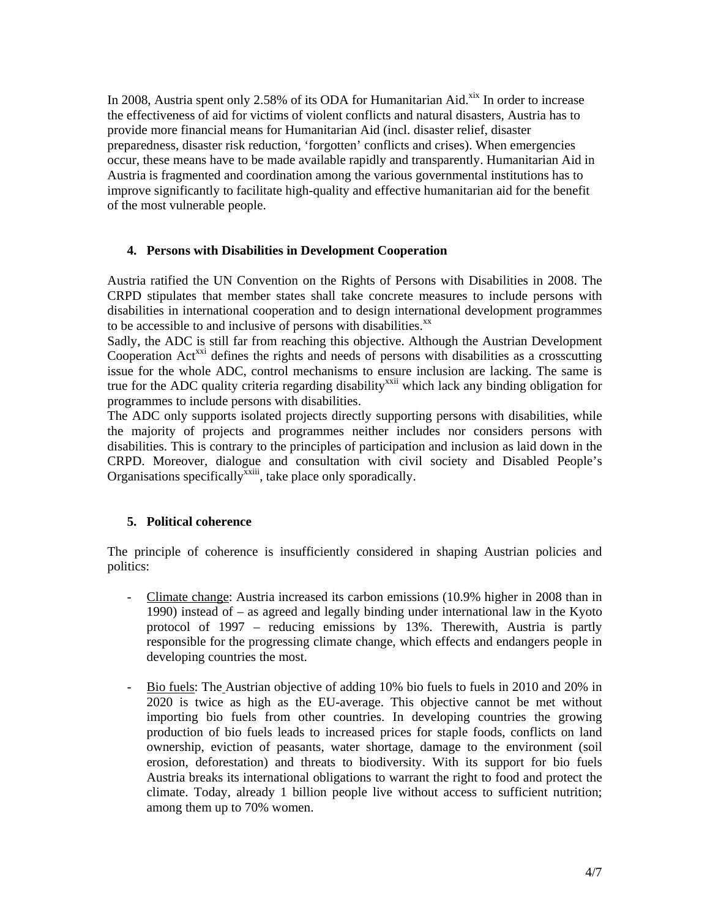In 2008, Austria spent only 2.58% of its ODA for Humanitarian Aid.[xix] In order to increase the effectiveness of aid for victims of violent conflicts and natural disasters, Austria has to provide more financial means for Humanitarian Aid (incl. disaster relief, disaster preparedness, disaster risk reduction, 'forgotten' conflicts and crises). When emergencies occur, these means have to be made available rapidly and transparently. Humanitarian Aid in Austria is fragmented and coordination among the various governmental institutions has to improve significantly to facilitate high-quality and effective humanitarian aid for the benefit of the most vulnerable people.

## 4. Persons with Disabilities in Development Cooperation

Austria ratified the UN Convention on the Rights of Persons with Disabilities in 2008. The CRPD stipulates that member states shall take concrete measures to include persons with disabilities in international cooperation and to design international development programmes to be accessible to and inclusive of persons with disabilities.[xx]

Sadly, the ADC is still far from reaching this objective. Although the Austrian Development Cooperation Act[xxi] defines the rights and needs of persons with disabilities as a crosscutting issue for the whole ADC, control mechanisms to ensure inclusion are lacking. The same is true for the ADC quality criteria regarding disability[xxii] which lack any binding obligation for programmes to include persons with disabilities.

The ADC only supports isolated projects directly supporting persons with disabilities, while the majority of projects and programmes neither includes nor considers persons with disabilities. This is contrary to the principles of participation and inclusion as laid down in the CRPD. Moreover, dialogue and consultation with civil society and Disabled People's Organisations specifically[xxiii], take place only sporadically.

## 5. Political coherence

The principle of coherence is insufficiently considered in shaping Austrian policies and politics:

- Climate change: Austria increased its carbon emissions (10.9% higher in 2008 than in 1990) instead of – as agreed and legally binding under international law in the Kyoto protocol of 1997 – reducing emissions by 13%. Therewith, Austria is partly responsible for the progressing climate change, which effects and endangers people in developing countries the most.

- Bio fuels: The Austrian objective of adding 10% bio fuels to fuels in 2010 and 20% in 2020 is twice as high as the EU-average. This objective cannot be met without importing bio fuels from other countries. In developing countries the growing production of bio fuels leads to increased prices for staple foods, conflicts on land ownership, eviction of peasants, water shortage, damage to the environment (soil erosion, deforestation) and threats to biodiversity. With its support for bio fuels Austria breaks its international obligations to warrant the right to food and protect the climate. Today, already 1 billion people live without access to sufficient nutrition; among them up to 70% women.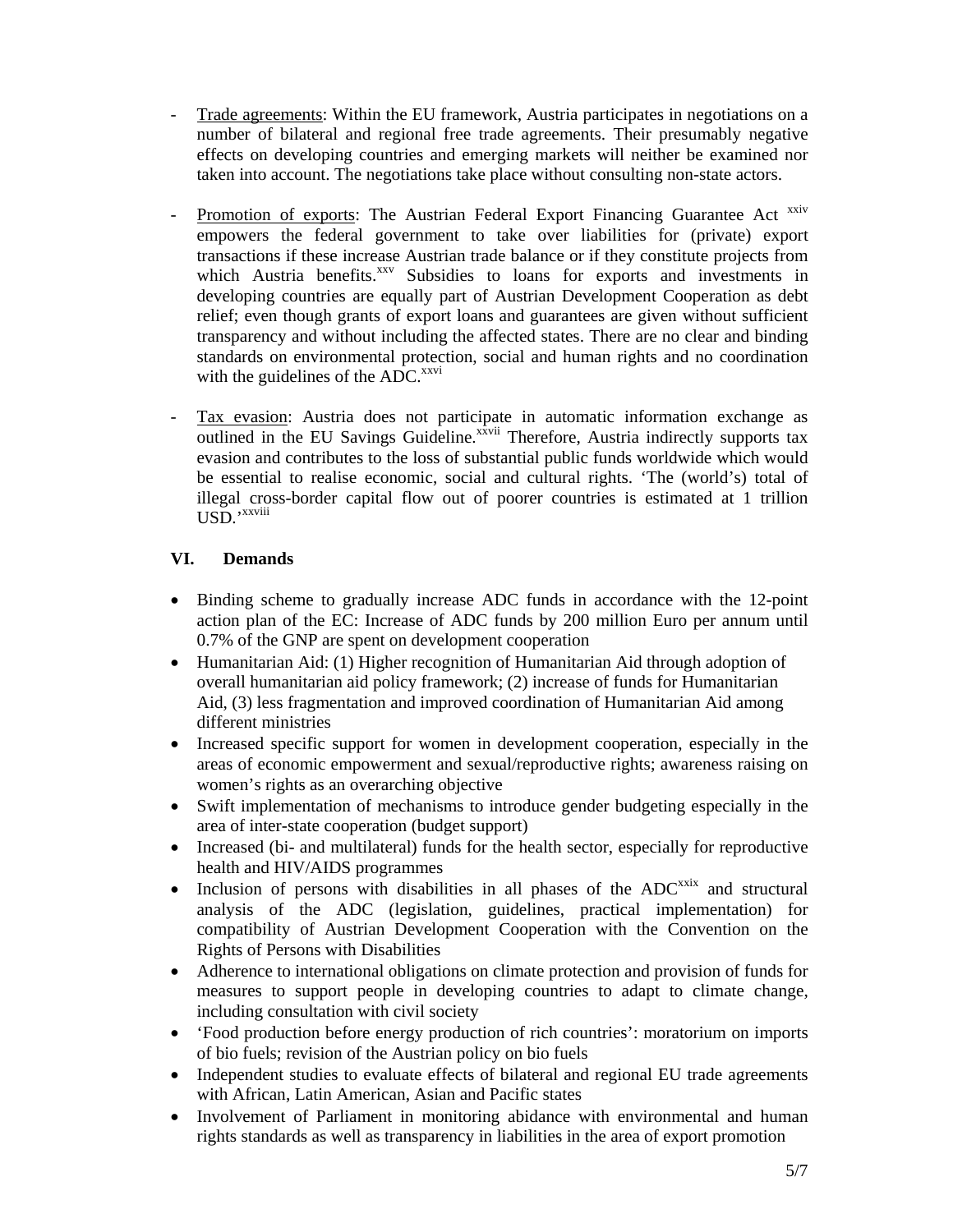- Trade agreements: Within the EU framework, Austria participates in negotiations on a number of bilateral and regional free trade agreements. Their presumably negative effects on developing countries and emerging markets will neither be examined nor taken into account. The negotiations take place without consulting non-state actors.

- Promotion of exports: The Austrian Federal Export Financing Guarantee Act [xxiv] empowers the federal government to take over liabilities for (private) export transactions if these increase Austrian trade balance or if they constitute projects from which Austria benefits.[xxv] Subsidies to loans for exports and investments in developing countries are equally part of Austrian Development Cooperation as debt relief; even though grants of export loans and guarantees are given without sufficient transparency and without including the affected states. There are no clear and binding standards on environmental protection, social and human rights and no coordination with the guidelines of the ADC.[xxvi]

- Tax evasion: Austria does not participate in automatic information exchange as outlined in the EU Savings Guideline.[xxvii] Therefore, Austria indirectly supports tax evasion and contributes to the loss of substantial public funds worldwide which would be essential to realise economic, social and cultural rights. 'The (world's) total of illegal cross-border capital flow out of poorer countries is estimated at 1 trillion USD.'[xxviii]

## VI. Demands

- Binding scheme to gradually increase ADC funds in accordance with the 12-point action plan of the EC: Increase of ADC funds by 200 million Euro per annum until 0.7% of the GNP are spent on development cooperation
- Humanitarian Aid: (1) Higher recognition of Humanitarian Aid through adoption of overall humanitarian aid policy framework; (2) increase of funds for Humanitarian Aid, (3) less fragmentation and improved coordination of Humanitarian Aid among different ministries
- Increased specific support for women in development cooperation, especially in the areas of economic empowerment and sexual/reproductive rights; awareness raising on women's rights as an overarching objective
- Swift implementation of mechanisms to introduce gender budgeting especially in the area of inter-state cooperation (budget support)
- Increased (bi- and multilateral) funds for the health sector, especially for reproductive health and HIV/AIDS programmes
- Inclusion of persons with disabilities in all phases of the ADC[xxix] and structural analysis of the ADC (legislation, guidelines, practical implementation) for compatibility of Austrian Development Cooperation with the Convention on the Rights of Persons with Disabilities
- Adherence to international obligations on climate protection and provision of funds for measures to support people in developing countries to adapt to climate change, including consultation with civil society
- 'Food production before energy production of rich countries': moratorium on imports of bio fuels; revision of the Austrian policy on bio fuels
- Independent studies to evaluate effects of bilateral and regional EU trade agreements with African, Latin American, Asian and Pacific states
- Involvement of Parliament in monitoring abidance with environmental and human rights standards as well as transparency in liabilities in the area of export promotion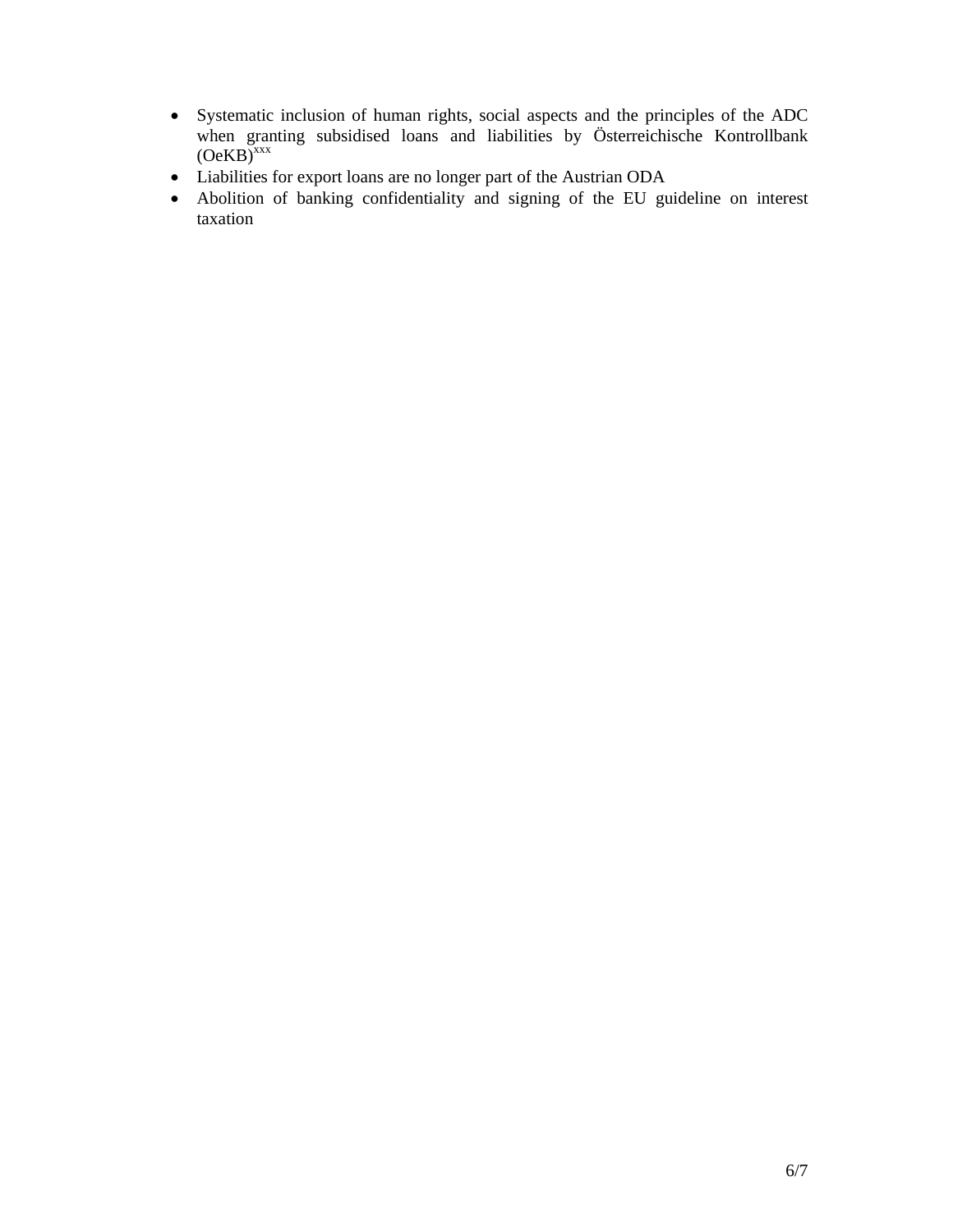- Systematic inclusion of human rights, social aspects and the principles of the ADC when granting subsidised loans and liabilities by Österreichische Kontrollbank (OeKB)[xxx]
- Liabilities for export loans are no longer part of the Austrian ODA
- Abolition of banking confidentiality and signing of the EU guideline on interest taxation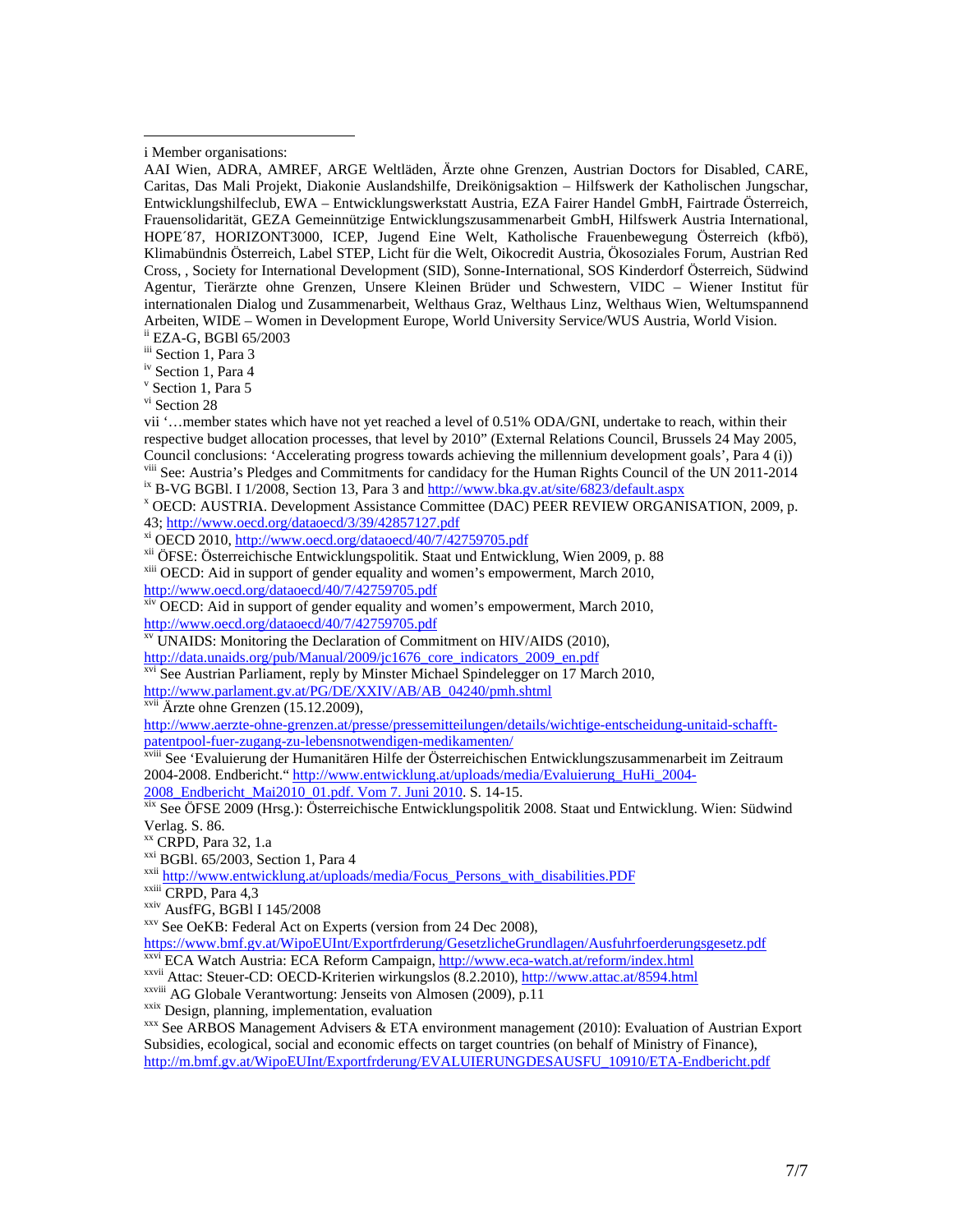i Member organisations:

AAI Wien, ADRA, AMREF, ARGE Weltläden, Ärzte ohne Grenzen, Austrian Doctors for Disabled, CARE, Caritas, Das Mali Projekt, Diakonie Auslandshilfe, Dreikönigsaktion – Hilfswerk der Katholischen Jungschar, Entwicklungshilfeclub, EWA – Entwicklungswerkstatt Austria, EZA Fairer Handel GmbH, Fairtrade Österreich, Frauensolidarität, GEZA Gemeinnützige Entwicklungszusammenarbeit GmbH, Hilfswerk Austria International, HOPE´87, HORIZONT3000, ICEP, Jugend Eine Welt, Katholische Frauenbewegung Österreich (kfbö), Klimabündnis Österreich, Label STEP, Licht für die Welt, Oikocredit Austria, Ökosoziales Forum, Austrian Red Cross, , Society for International Development (SID), Sonne-International, SOS Kinderdorf Österreich, Südwind Agentur, Tierärzte ohne Grenzen, Unsere Kleinen Brüder und Schwestern, VIDC – Wiener Institut für internationalen Dialog und Zusammenarbeit, Welthaus Graz, Welthaus Linz, Welthaus Wien, Weltumspannend Arbeiten, WIDE – Women in Development Europe, World University Service/WUS Austria, World Vision.

[ii] EZA-G, BGBl 65/2003

[iii] Section 1, Para 3

[iv] Section 1, Para 4

[v] Section 1, Para 5

[vi] Section 28

vii '…member states which have not yet reached a level of 0.51% ODA/GNI, undertake to reach, within their respective budget allocation processes, that level by 2010" (External Relations Council, Brussels 24 May 2005, Council conclusions: 'Accelerating progress towards achieving the millennium development goals', Para 4 (i))

[viii] See: Austria's Pledges and Commitments for candidacy for the Human Rights Council of the UN 2011-2014

[ix] B-VG BGBl. I 1/2008, Section 13, Para 3 and http://www.bka.gv.at/site/6823/default.aspx

[x] OECD: AUSTRIA. Development Assistance Committee (DAC) PEER REVIEW ORGANISATION, 2009, p. 43; http://www.oecd.org/dataoecd/3/39/42857127.pdf

[xi] OECD 2010, http://www.oecd.org/dataoecd/40/7/42759705.pdf

[xii] ÖFSE: Österreichische Entwicklungspolitik. Staat und Entwicklung, Wien 2009, p. 88

[xiii] OECD: Aid in support of gender equality and women's empowerment, March 2010, http://www.oecd.org/dataoecd/40/7/42759705.pdf

[xiv] OECD: Aid in support of gender equality and women's empowerment, March 2010, http://www.oecd.org/dataoecd/40/7/42759705.pdf

[xv] UNAIDS: Monitoring the Declaration of Commitment on HIV/AIDS (2010), http://data.unaids.org/pub/Manual/2009/jc1676_core_indicators_2009_en.pdf

[xvi] See Austrian Parliament, reply by Minster Michael Spindelegger on 17 March 2010, http://www.parlament.gv.at/PG/DE/XXIV/AB/AB_04240/pmh.shtml

[xvii] Ärzte ohne Grenzen (15.12.2009), http://www.aerzte-ohne-grenzen.at/presse/pressemitteilungen/details/wichtige-entscheidung-unitaid-schafft-patentpool-fuer-zugang-zu-lebensnotwendigen-medikamenten/

[xviii] See 'Evaluierung der Humanitären Hilfe der Österreichischen Entwicklungszusammenarbeit im Zeitraum 2004-2008. Endbericht." http://www.entwicklung.at/uploads/media/Evaluierung_HuHi_2004-2008_Endbericht_Mai2010_01.pdf. Vom 7. Juni 2010. S. 14-15.

[xix] See ÖFSE 2009 (Hrsg.): Österreichische Entwicklungspolitik 2008. Staat und Entwicklung. Wien: Südwind Verlag. S. 86.

[xx] CRPD, Para 32, 1.a

[xxi] BGBl. 65/2003, Section 1, Para 4

[xxii] http://www.entwicklung.at/uploads/media/Focus_Persons_with_disabilities.PDF

[xxiii] CRPD, Para 4,3

[xxiv] AusfFG, BGBl I 145/2008

[xxv] See OeKB: Federal Act on Experts (version from 24 Dec 2008), https://www.bmf.gv.at/WipoEUInt/Exportfrderung/GesetzlicheGrundlagen/Ausfuhrfoerderungsgesetz.pdf

[xxvi] ECA Watch Austria: ECA Reform Campaign, http://www.eca-watch.at/reform/index.html

[xxvii] Attac: Steuer-CD: OECD-Kriterien wirkungslos (8.2.2010), http://www.attac.at/8594.html

[xxviii] AG Globale Verantwortung: Jenseits von Almosen (2009), p.11

[xxix] Design, planning, implementation, evaluation

[xxx] See ARBOS Management Advisers & ETA environment management (2010): Evaluation of Austrian Export Subsidies, ecological, social and economic effects on target countries (on behalf of Ministry of Finance), http://m.bmf.gv.at/WipoEUInt/Exportfrderung/EVALUIERUNGDESAUSFU_10910/ETA-Endbericht.pdf